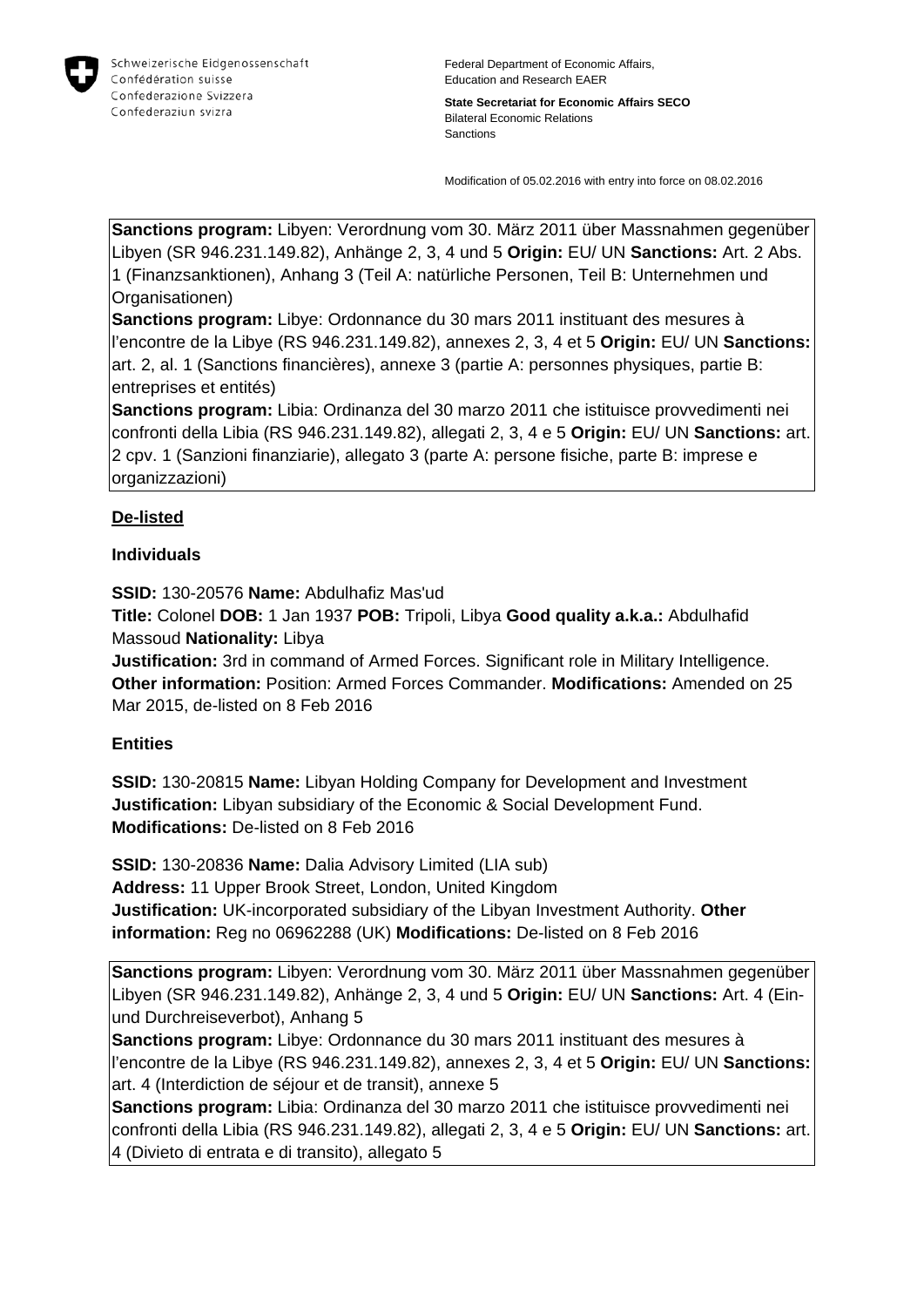Schweizerische Eidgenossenschaft
Confédération suisse
Confederazione Svizzera
Confederaziun svizra

Federal Department of Economic Affairs, Education and Research EAER

**State Secretariat for Economic Affairs SECO**
Bilateral Economic Relations
Sanctions

Modification of 05.02.2016 with entry into force on 08.02.2016

**Sanctions program:** Libyen: Verordnung vom 30. März 2011 über Massnahmen gegenüber Libyen (SR 946.231.149.82), Anhänge 2, 3, 4 und 5 **Origin:** EU/ UN **Sanctions:** Art. 2 Abs. 1 (Finanzsanktionen), Anhang 3 (Teil A: natürliche Personen, Teil B: Unternehmen und Organisationen)
**Sanctions program:** Libye: Ordonnance du 30 mars 2011 instituant des mesures à l'encontre de la Libye (RS 946.231.149.82), annexes 2, 3, 4 et 5 **Origin:** EU/ UN **Sanctions:** art. 2, al. 1 (Sanctions financières), annexe 3 (partie A: personnes physiques, partie B: entreprises et entités)
**Sanctions program:** Libia: Ordinanza del 30 marzo 2011 che istituisce provvedimenti nei confronti della Libia (RS 946.231.149.82), allegati 2, 3, 4 e 5 **Origin:** EU/ UN **Sanctions:** art. 2 cpv. 1 (Sanzioni finanziarie), allegato 3 (parte A: persone fisiche, parte B: imprese e organizzazioni)

## De-listed

### Individuals

**SSID:** 130-20576 **Name:** Abdulhafiz Mas'ud
**Title:** Colonel **DOB:** 1 Jan 1937 **POB:** Tripoli, Libya **Good quality a.k.a.:** Abdulhafid Massoud **Nationality:** Libya
**Justification:** 3rd in command of Armed Forces. Significant role in Military Intelligence. **Other information:** Position: Armed Forces Commander. **Modifications:** Amended on 25 Mar 2015, de-listed on 8 Feb 2016

### Entities

**SSID:** 130-20815 **Name:** Libyan Holding Company for Development and Investment
**Justification:** Libyan subsidiary of the Economic & Social Development Fund.
**Modifications:** De-listed on 8 Feb 2016

**SSID:** 130-20836 **Name:** Dalia Advisory Limited (LIA sub)
**Address:** 11 Upper Brook Street, London, United Kingdom
**Justification:** UK-incorporated subsidiary of the Libyan Investment Authority. **Other information:** Reg no 06962288 (UK) **Modifications:** De-listed on 8 Feb 2016

**Sanctions program:** Libyen: Verordnung vom 30. März 2011 über Massnahmen gegenüber Libyen (SR 946.231.149.82), Anhänge 2, 3, 4 und 5 **Origin:** EU/ UN **Sanctions:** Art. 4 (Ein- und Durchreiseverbot), Anhang 5
**Sanctions program:** Libye: Ordonnance du 30 mars 2011 instituant des mesures à l'encontre de la Libye (RS 946.231.149.82), annexes 2, 3, 4 et 5 **Origin:** EU/ UN **Sanctions:** art. 4 (Interdiction de séjour et de transit), annexe 5
**Sanctions program:** Libia: Ordinanza del 30 marzo 2011 che istituisce provvedimenti nei confronti della Libia (RS 946.231.149.82), allegati 2, 3, 4 e 5 **Origin:** EU/ UN **Sanctions:** art. 4 (Divieto di entrata e di transito), allegato 5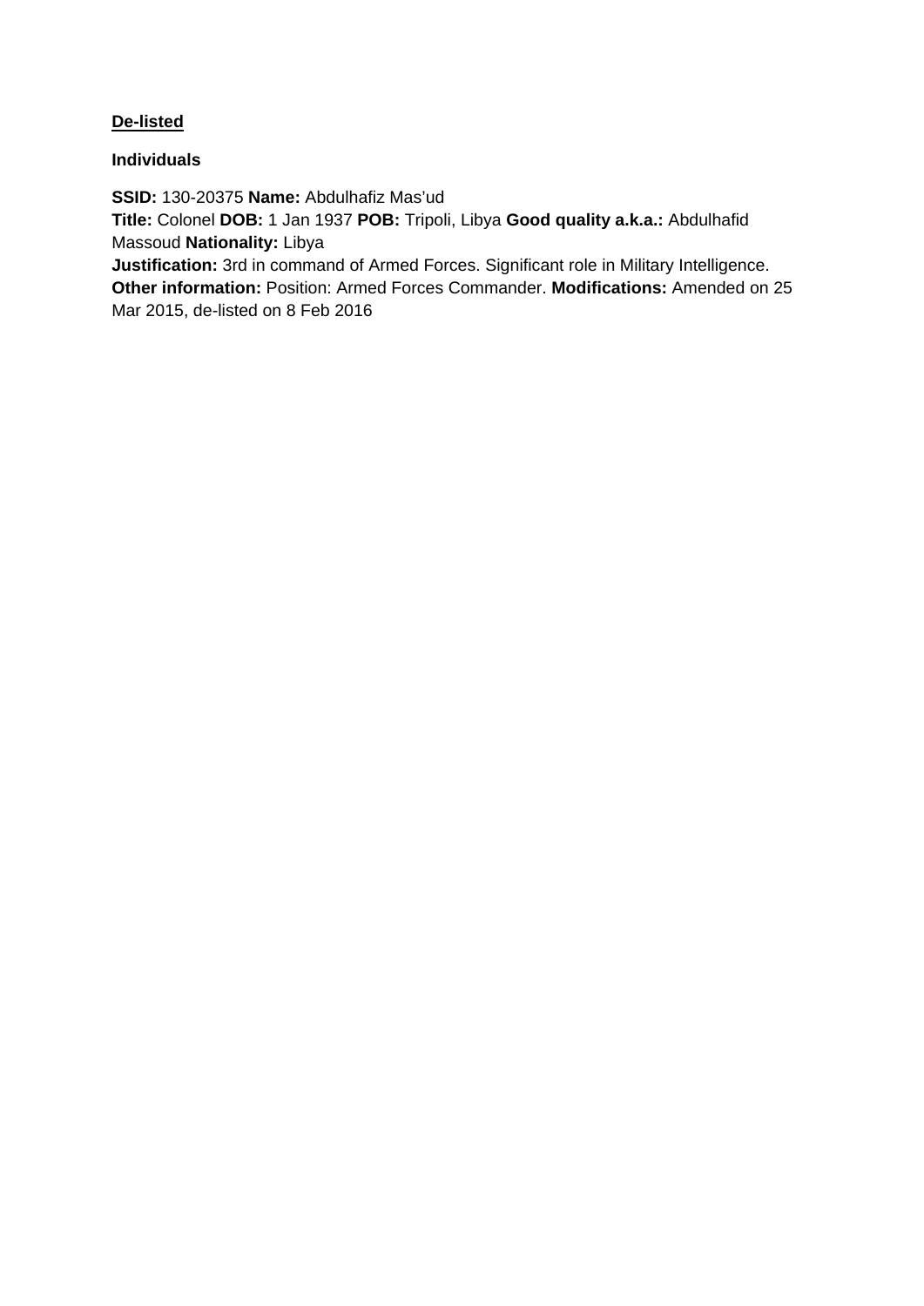**De-listed**

**Individuals**

**SSID:** 130-20375 **Name:** Abdulhafiz Mas'ud
**Title:** Colonel **DOB:** 1 Jan 1937 **POB:** Tripoli, Libya **Good quality a.k.a.:** Abdulhafid Massoud **Nationality:** Libya
**Justification:** 3rd in command of Armed Forces. Significant role in Military Intelligence.
**Other information:** Position: Armed Forces Commander. **Modifications:** Amended on 25 Mar 2015, de-listed on 8 Feb 2016